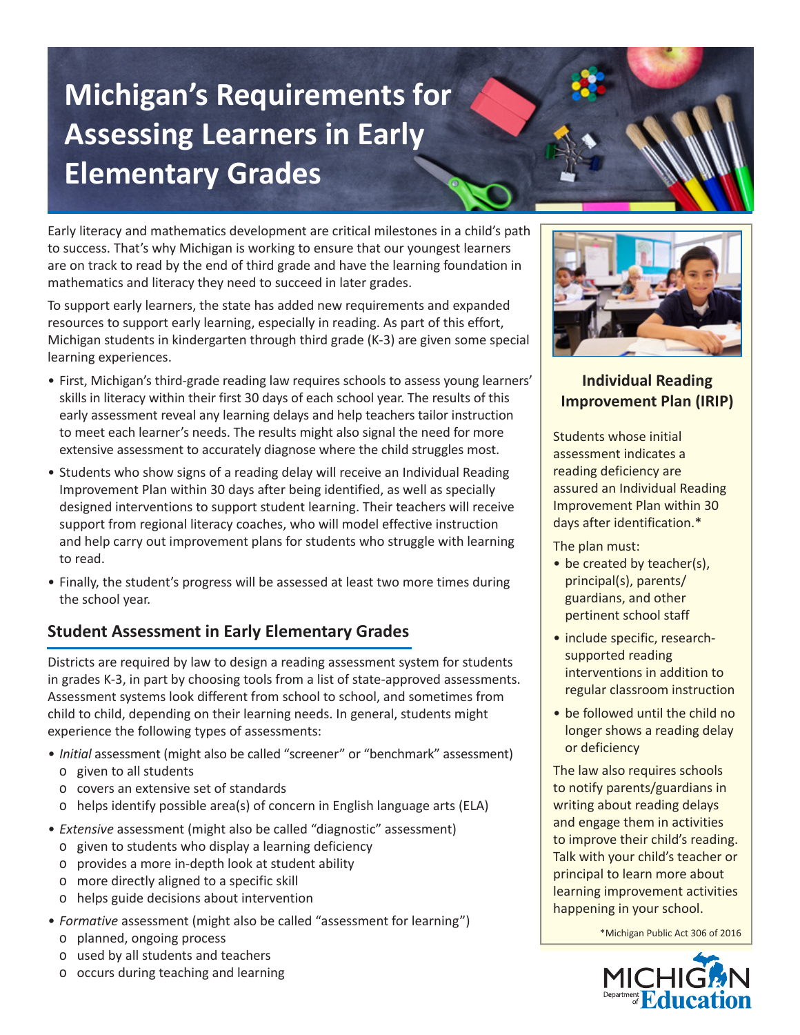# Michigan's Requirements for Assessing Learners in Early Elementary Grades

Early literacy and mathematics development are critical milestones in a child's path to success. That's why Michigan is working to ensure that our youngest learners are on track to read by the end of third grade and have the learning foundation in mathematics and literacy they need to succeed in later grades.

To support early learners, the state has added new requirements and expanded resources to support early learning, especially in reading. As part of this effort, Michigan students in kindergarten through third grade (K-3) are given some special learning experiences.

- First, Michigan's third-grade reading law requires schools to assess young learners' skills in literacy within their first 30 days of each school year. The results of this early assessment reveal any learning delays and help teachers tailor instruction to meet each learner's needs. The results might also signal the need for more extensive assessment to accurately diagnose where the child struggles most.
- Students who show signs of a reading delay will receive an Individual Reading Improvement Plan within 30 days after being identified, as well as specially designed interventions to support student learning. Their teachers will receive support from regional literacy coaches, who will model effective instruction and help carry out improvement plans for students who struggle with learning to read.
- Finally, the student's progress will be assessed at least two more times during the school year.

## Student Assessment in Early Elementary Grades

Districts are required by law to design a reading assessment system for students in grades K-3, in part by choosing tools from a list of state-approved assessments. Assessment systems look different from school to school, and sometimes from child to child, depending on their learning needs. In general, students might experience the following types of assessments:

- *Initial* assessment (might also be called "screener" or "benchmark" assessment)
  - given to all students
  - covers an extensive set of standards
  - helps identify possible area(s) of concern in English language arts (ELA)
- *Extensive* assessment (might also be called "diagnostic" assessment)
  - given to students who display a learning deficiency
  - provides a more in-depth look at student ability
  - more directly aligned to a specific skill
  - helps guide decisions about intervention
- *Formative* assessment (might also be called "assessment for learning")
  - planned, ongoing process
  - used by all students and teachers
  - occurs during teaching and learning

### Individual Reading Improvement Plan (IRIP)

Students whose initial assessment indicates a reading deficiency are assured an Individual Reading Improvement Plan within 30 days after identification.*

The plan must:

- be created by teacher(s), principal(s), parents/guardians, and other pertinent school staff
- include specific, research-supported reading interventions in addition to regular classroom instruction
- be followed until the child no longer shows a reading delay or deficiency

The law also requires schools to notify parents/guardians in writing about reading delays and engage them in activities to improve their child's reading. Talk with your child's teacher or principal to learn more about learning improvement activities happening in your school.

*Michigan Public Act 306 of 2016

MICHIGAN Department of Education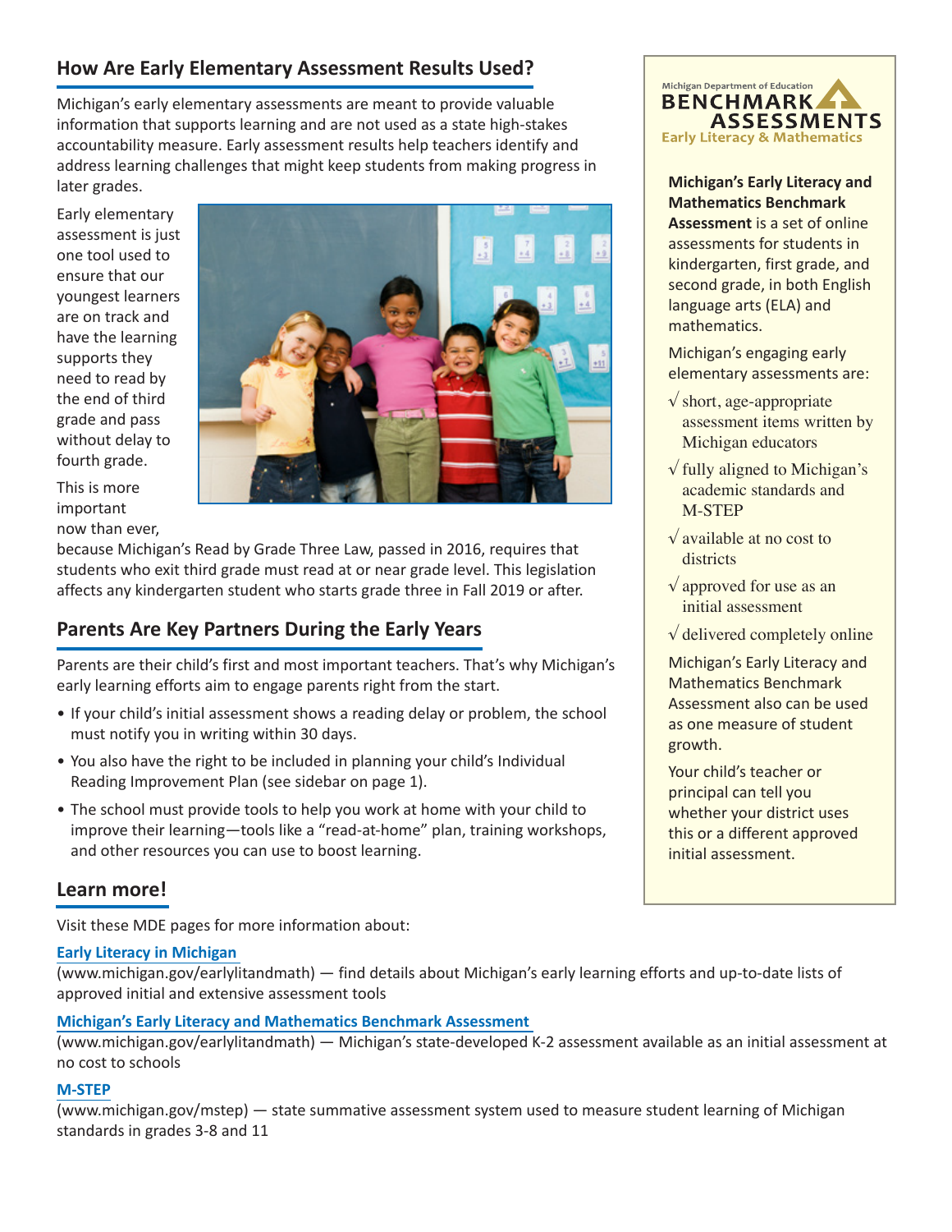## How Are Early Elementary Assessment Results Used?

Michigan's early elementary assessments are meant to provide valuable information that supports learning and are not used as a state high-stakes accountability measure. Early assessment results help teachers identify and address learning challenges that might keep students from making progress in later grades.

Early elementary assessment is just one tool used to ensure that our youngest learners are on track and have the learning supports they need to read by the end of third grade and pass without delay to fourth grade.

This is more important now than ever, because Michigan's Read by Grade Three Law, passed in 2016, requires that students who exit third grade must read at or near grade level. This legislation affects any kindergarten student who starts grade three in Fall 2019 or after.

## Parents Are Key Partners During the Early Years

Parents are their child's first and most important teachers. That's why Michigan's early learning efforts aim to engage parents right from the start.

- If your child's initial assessment shows a reading delay or problem, the school must notify you in writing within 30 days.
- You also have the right to be included in planning your child's Individual Reading Improvement Plan (see sidebar on page 1).
- The school must provide tools to help you work at home with your child to improve their learning—tools like a "read-at-home" plan, training workshops, and other resources you can use to boost learning.

## Learn more!

Visit these MDE pages for more information about:

**Early Literacy in Michigan**
(www.michigan.gov/earlylitandmath) — find details about Michigan's early learning efforts and up-to-date lists of approved initial and extensive assessment tools

**Michigan's Early Literacy and Mathematics Benchmark Assessment**
(www.michigan.gov/earlylitandmath) — Michigan's state-developed K-2 assessment available as an initial assessment at no cost to schools

**M-STEP**
(www.michigan.gov/mstep) — state summative assessment system used to measure student learning of Michigan standards in grades 3-8 and 11

---

Michigan Department of Education
**BENCHMARK ASSESSMENTS**
Early Literacy & Mathematics

**Michigan's Early Literacy and Mathematics Benchmark Assessment** is a set of online assessments for students in kindergarten, first grade, and second grade, in both English language arts (ELA) and mathematics.

Michigan's engaging early elementary assessments are:

- √ short, age-appropriate assessment items written by Michigan educators
- √ fully aligned to Michigan's academic standards and M-STEP
- √ available at no cost to districts
- √ approved for use as an initial assessment
- √ delivered completely online

Michigan's Early Literacy and Mathematics Benchmark Assessment also can be used as one measure of student growth.

Your child's teacher or principal can tell you whether your district uses this or a different approved initial assessment.